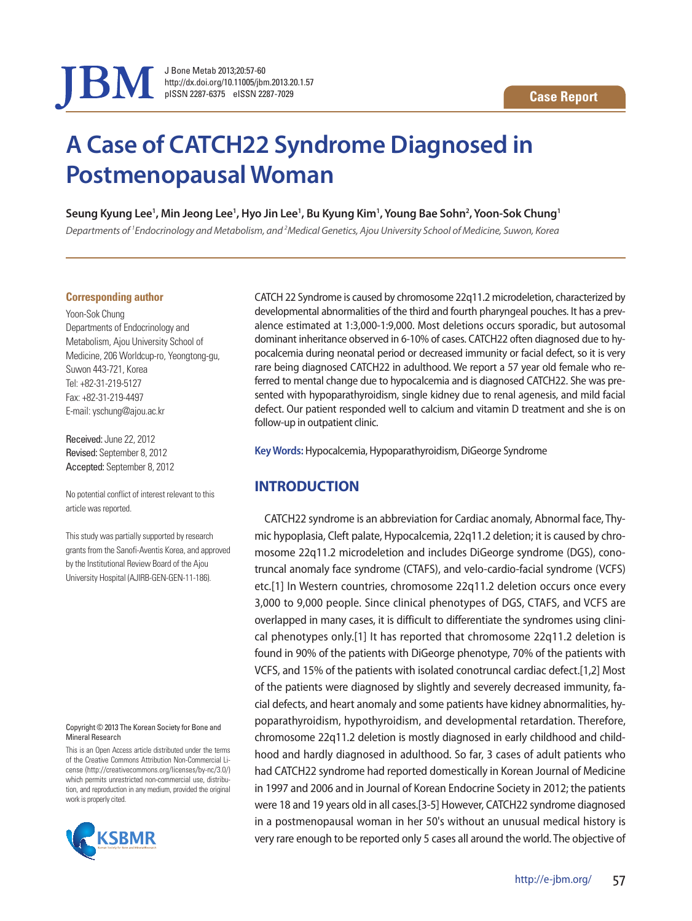Case Report

# A Case of CATCH22 Syndrome Diagnosed in Postmenopausal Woman

**Seung Kyung Lee[1], Min Jeong Lee[1], Hyo Jin Lee[1], Bu Kyung Kim[1], Young Bae Sohn[2], Yoon-Sok Chung[1]**

*Departments of [1]Endocrinology and Metabolism, and [2]Medical Genetics, Ajou University School of Medicine, Suwon, Korea*

**Corresponding author**

Yoon-Sok Chung
Departments of Endocrinology and Metabolism, Ajou University School of Medicine, 206 Worldcup-ro, Yeongtong-gu, Suwon 443-721, Korea
Tel: +82-31-219-5127
Fax: +82-31-219-4497
E-mail: yschung@ajou.ac.kr

Received: June 22, 2012
Revised: September 8, 2012
Accepted: September 8, 2012

No potential conflict of interest relevant to this article was reported.

This study was partially supported by research grants from the Sanofi-Aventis Korea, and approved by the Institutional Review Board of the Ajou University Hospital (AJIRB-GEN-GEN-11-186).

Copyright © 2013 The Korean Society for Bone and Mineral Research

This is an Open Access article distributed under the terms of the Creative Commons Attribution Non-Commercial License (http://creativecommons.org/licenses/by-nc/3.0/) which permits unrestricted non-commercial use, distribution, and reproduction in any medium, provided the original work is properly cited.

CATCH 22 Syndrome is caused by chromosome 22q11.2 microdeletion, characterized by developmental abnormalities of the third and fourth pharyngeal pouches. It has a prevalence estimated at 1:3,000-1:9,000. Most deletions occurs sporadic, but autosomal dominant inheritance observed in 6-10% of cases. CATCH22 often diagnosed due to hypocalcemia during neonatal period or decreased immunity or facial defect, so it is very rare being diagnosed CATCH22 in adulthood. We report a 57 year old female who referred to mental change due to hypocalcemia and is diagnosed CATCH22. She was presented with hypoparathyroidism, single kidney due to renal agenesis, and mild facial defect. Our patient responded well to calcium and vitamin D treatment and she is on follow-up in outpatient clinic.

**Key Words:** Hypocalcemia, Hypoparathyroidism, DiGeorge Syndrome

## INTRODUCTION

CATCH22 syndrome is an abbreviation for Cardiac anomaly, Abnormal face, Thymic hypoplasia, Cleft palate, Hypocalcemia, 22q11.2 deletion; it is caused by chromosome 22q11.2 microdeletion and includes DiGeorge syndrome (DGS), conotruncal anomaly face syndrome (CTAFS), and velo-cardio-facial syndrome (VCFS) etc.[1] In Western countries, chromosome 22q11.2 deletion occurs once every 3,000 to 9,000 people. Since clinical phenotypes of DGS, CTAFS, and VCFS are overlapped in many cases, it is difficult to differentiate the syndromes using clinical phenotypes only.[1] It has reported that chromosome 22q11.2 deletion is found in 90% of the patients with DiGeorge phenotype, 70% of the patients with VCFS, and 15% of the patients with isolated conotruncal cardiac defect.[1,2] Most of the patients were diagnosed by slightly and severely decreased immunity, facial defects, and heart anomaly and some patients have kidney abnormalities, hypoparathyroidism, hypothyroidism, and developmental retardation. Therefore, chromosome 22q11.2 deletion is mostly diagnosed in early childhood and childhood and hardly diagnosed in adulthood. So far, 3 cases of adult patients who had CATCH22 syndrome had reported domestically in Korean Journal of Medicine in 1997 and 2006 and in Journal of Korean Endocrine Society in 2012; the patients were 18 and 19 years old in all cases.[3-5] However, CATCH22 syndrome diagnosed in a postmenopausal woman in her 50's without an unusual medical history is very rare enough to be reported only 5 cases all around the world. The objective of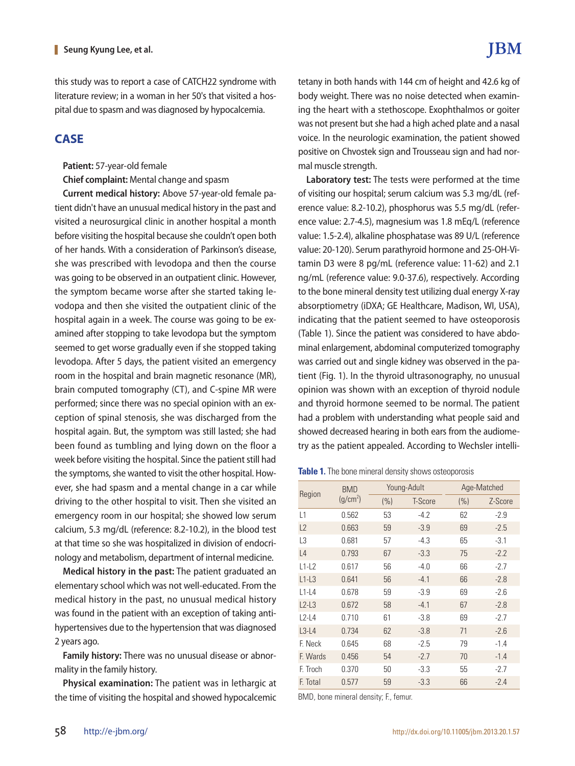this study was to report a case of CATCH22 syndrome with literature review; in a woman in her 50's that visited a hospital due to spasm and was diagnosed by hypocalcemia.

## CASE

**Patient:** 57-year-old female

**Chief complaint:** Mental change and spasm

**Current medical history:** Above 57-year-old female patient didn't have an unusual medical history in the past and visited a neurosurgical clinic in another hospital a month before visiting the hospital because she couldn't open both of her hands. With a consideration of Parkinson's disease, she was prescribed with levodopa and then the course was going to be observed in an outpatient clinic. However, the symptom became worse after she started taking levodopa and then she visited the outpatient clinic of the hospital again in a week. The course was going to be examined after stopping to take levodopa but the symptom seemed to get worse gradually even if she stopped taking levodopa. After 5 days, the patient visited an emergency room in the hospital and brain magnetic resonance (MR), brain computed tomography (CT), and C-spine MR were performed; since there was no special opinion with an exception of spinal stenosis, she was discharged from the hospital again. But, the symptom was still lasted; she had been found as tumbling and lying down on the floor a week before visiting the hospital. Since the patient still had the symptoms, she wanted to visit the other hospital. However, she had spasm and a mental change in a car while driving to the other hospital to visit. Then she visited an emergency room in our hospital; she showed low serum calcium, 5.3 mg/dL (reference: 8.2-10.2), in the blood test at that time so she was hospitalized in division of endocrinology and metabolism, department of internal medicine.

**Medical history in the past:** The patient graduated an elementary school which was not well-educated. From the medical history in the past, no unusual medical history was found in the patient with an exception of taking antihypertensives due to the hypertension that was diagnosed 2 years ago.

**Family history:** There was no unusual disease or abnormality in the family history.

**Physical examination:** The patient was in lethargic at the time of visiting the hospital and showed hypocalcemic tetany in both hands with 144 cm of height and 42.6 kg of body weight. There was no noise detected when examining the heart with a stethoscope. Exophthalmos or goiter was not present but she had a high ached plate and a nasal voice. In the neurologic examination, the patient showed positive on Chvostek sign and Trousseau sign and had normal muscle strength.

**Laboratory test:** The tests were performed at the time of visiting our hospital; serum calcium was 5.3 mg/dL (reference value: 8.2-10.2), phosphorus was 5.5 mg/dL (reference value: 2.7-4.5), magnesium was 1.8 mEq/L (reference value: 1.5-2.4), alkaline phosphatase was 89 U/L (reference value: 20-120). Serum parathyroid hormone and 25-OH-Vitamin D3 were 8 pg/mL (reference value: 11-62) and 2.1 ng/mL (reference value: 9.0-37.6), respectively. According to the bone mineral density test utilizing dual energy X-ray absorptiometry (iDXA; GE Healthcare, Madison, WI, USA), indicating that the patient seemed to have osteoporosis (Table 1). Since the patient was considered to have abdominal enlargement, abdominal computerized tomography was carried out and single kidney was observed in the patient (Fig. 1). In the thyroid ultrasonography, no unusual opinion was shown with an exception of thyroid nodule and thyroid hormone seemed to be normal. The patient had a problem with understanding what people said and showed decreased hearing in both ears from the audiometry as the patient appealed. According to Wechsler intelli-

**Table 1.** The bone mineral density shows osteoporosis

| Region | BMD ($g/cm^2$) | Young-Adult | | Age-Matched | |
|---|---|---|---|---|---|
| | | (%) | T-Score | (%) | Z-Score |
| L1 | 0.562 | 53 | -4.2 | 62 | -2.9 |
| L2 | 0.663 | 59 | -3.9 | 69 | -2.5 |
| L3 | 0.681 | 57 | -4.3 | 65 | -3.1 |
| L4 | 0.793 | 67 | -3.3 | 75 | -2.2 |
| L1-L2 | 0.617 | 56 | -4.0 | 66 | -2.7 |
| L1-L3 | 0.641 | 56 | -4.1 | 66 | -2.8 |
| L1-L4 | 0.678 | 59 | -3.9 | 69 | -2.6 |
| L2-L3 | 0.672 | 58 | -4.1 | 67 | -2.8 |
| L2-L4 | 0.710 | 61 | -3.8 | 69 | -2.7 |
| L3-L4 | 0.734 | 62 | -3.8 | 71 | -2.6 |
| F. Neck | 0.645 | 68 | -2.5 | 79 | -1.4 |
| F. Wards | 0.456 | 54 | -2.7 | 70 | -1.4 |
| F. Troch | 0.370 | 50 | -3.3 | 55 | -2.7 |
| F. Total | 0.577 | 59 | -3.3 | 66 | -2.4 |

BMD, bone mineral density; F., femur.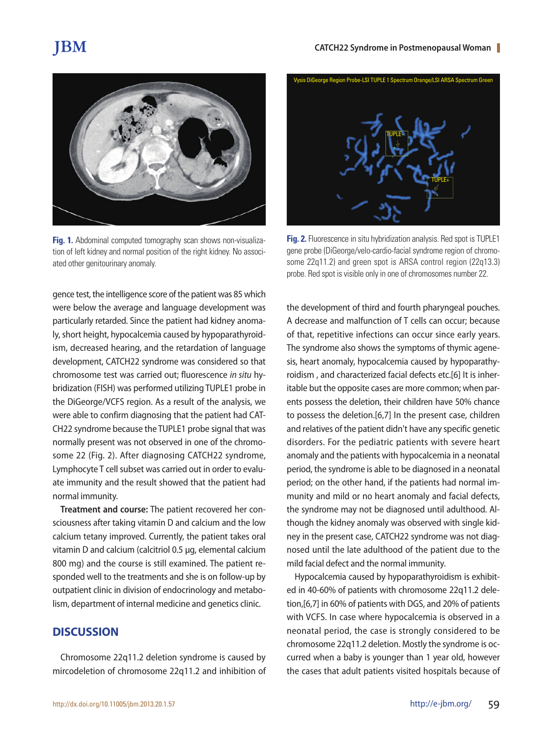Fig. 1. Abdominal computed tomography scan shows non-visualization of left kidney and normal position of the right kidney. No associated other genitourinary anomaly.

Fig. 2. Fluorescence in situ hybridization analysis. Red spot is TUPLE1 gene probe (DiGeorge/velo-cardio-facial syndrome region of chromosome 22q11.2) and green spot is ARSA control region (22q13.3) probe. Red spot is visible only in one of chromosomes number 22.

gence test, the intelligence score of the patient was 85 which were below the average and language development was particularly retarded. Since the patient had kidney anomaly, short height, hypocalcemia caused by hypoparathyroidism, decreased hearing, and the retardation of language development, CATCH22 syndrome was considered so that chromosome test was carried out; fluorescence *in situ* hybridization (FISH) was performed utilizing TUPLE1 probe in the DiGeorge/VCFS region. As a result of the analysis, we were able to confirm diagnosing that the patient had CATCH22 syndrome because the TUPLE1 probe signal that was normally present was not observed in one of the chromosome 22 (Fig. 2). After diagnosing CATCH22 syndrome, Lymphocyte T cell subset was carried out in order to evaluate immunity and the result showed that the patient had normal immunity.

**Treatment and course:** The patient recovered her consciousness after taking vitamin D and calcium and the low calcium tetany improved. Currently, the patient takes oral vitamin D and calcium (calcitriol 0.5 μg, elemental calcium 800 mg) and the course is still examined. The patient responded well to the treatments and she is on follow-up by outpatient clinic in division of endocrinology and metabolism, department of internal medicine and genetics clinic.

## DISCUSSION

Chromosome 22q11.2 deletion syndrome is caused by mircodeletion of chromosome 22q11.2 and inhibition of the development of third and fourth pharyngeal pouches. A decrease and malfunction of T cells can occur; because of that, repetitive infections can occur since early years. The syndrome also shows the symptoms of thymic agenesis, heart anomaly, hypocalcemia caused by hypoparathyroidism , and characterized facial defects etc.[6] It is inheritable but the opposite cases are more common; when parents possess the deletion, their children have 50% chance to possess the deletion.[6,7] In the present case, children and relatives of the patient didn't have any specific genetic disorders. For the pediatric patients with severe heart anomaly and the patients with hypocalcemia in a neonatal period, the syndrome is able to be diagnosed in a neonatal period; on the other hand, if the patients had normal immunity and mild or no heart anomaly and facial defects, the syndrome may not be diagnosed until adulthood. Although the kidney anomaly was observed with single kidney in the present case, CATCH22 syndrome was not diagnosed until the late adulthood of the patient due to the mild facial defect and the normal immunity.

Hypocalcemia caused by hypoparathyroidism is exhibited in 40-60% of patients with chromosome 22q11.2 deletion,[6,7] in 60% of patients with DGS, and 20% of patients with VCFS. In case where hypocalcemia is observed in a neonatal period, the case is strongly considered to be chromosome 22q11.2 deletion. Mostly the syndrome is occurred when a baby is younger than 1 year old, however the cases that adult patients visited hospitals because of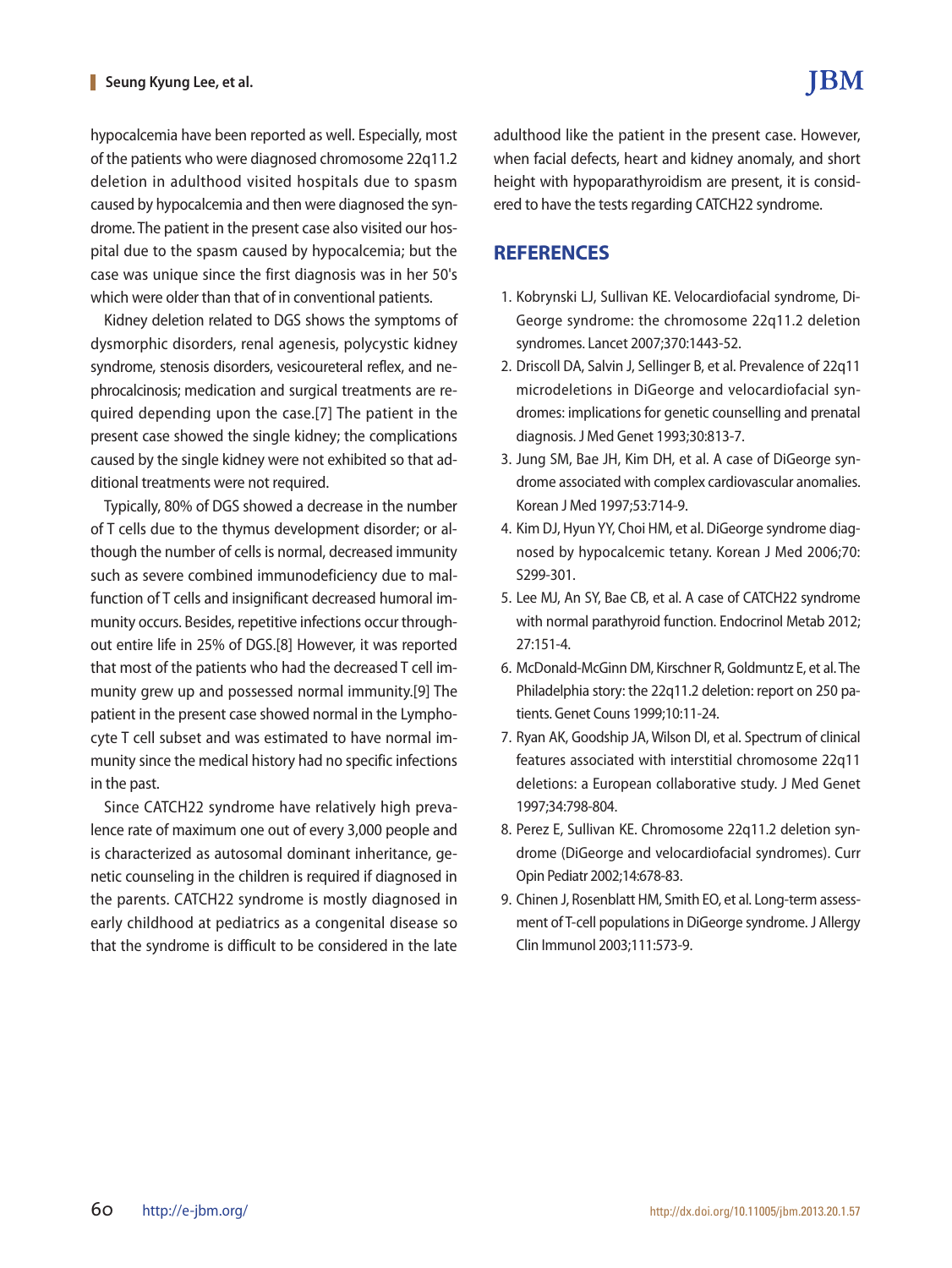hypocalcemia have been reported as well. Especially, most of the patients who were diagnosed chromosome 22q11.2 deletion in adulthood visited hospitals due to spasm caused by hypocalcemia and then were diagnosed the syndrome. The patient in the present case also visited our hospital due to the spasm caused by hypocalcemia; but the case was unique since the first diagnosis was in her 50's which were older than that of in conventional patients.

Kidney deletion related to DGS shows the symptoms of dysmorphic disorders, renal agenesis, polycystic kidney syndrome, stenosis disorders, vesicoureteral reflex, and nephrocalcinosis; medication and surgical treatments are required depending upon the case.[7] The patient in the present case showed the single kidney; the complications caused by the single kidney were not exhibited so that additional treatments were not required.

Typically, 80% of DGS showed a decrease in the number of T cells due to the thymus development disorder; or although the number of cells is normal, decreased immunity such as severe combined immunodeficiency due to malfunction of T cells and insignificant decreased humoral immunity occurs. Besides, repetitive infections occur throughout entire life in 25% of DGS.[8] However, it was reported that most of the patients who had the decreased T cell immunity grew up and possessed normal immunity.[9] The patient in the present case showed normal in the Lymphocyte T cell subset and was estimated to have normal immunity since the medical history had no specific infections in the past.

Since CATCH22 syndrome have relatively high prevalence rate of maximum one out of every 3,000 people and is characterized as autosomal dominant inheritance, genetic counseling in the children is required if diagnosed in the parents. CATCH22 syndrome is mostly diagnosed in early childhood at pediatrics as a congenital disease so that the syndrome is difficult to be considered in the late adulthood like the patient in the present case. However, when facial defects, heart and kidney anomaly, and short height with hypoparathyroidism are present, it is considered to have the tests regarding CATCH22 syndrome.

## REFERENCES

1. Kobrynski LJ, Sullivan KE. Velocardiofacial syndrome, DiGeorge syndrome: the chromosome 22q11.2 deletion syndromes. Lancet 2007;370:1443-52.
2. Driscoll DA, Salvin J, Sellinger B, et al. Prevalence of 22q11 microdeletions in DiGeorge and velocardiofacial syndromes: implications for genetic counselling and prenatal diagnosis. J Med Genet 1993;30:813-7.
3. Jung SM, Bae JH, Kim DH, et al. A case of DiGeorge syndrome associated with complex cardiovascular anomalies. Korean J Med 1997;53:714-9.
4. Kim DJ, Hyun YY, Choi HM, et al. DiGeorge syndrome diagnosed by hypocalcemic tetany. Korean J Med 2006;70:S299-301.
5. Lee MJ, An SY, Bae CB, et al. A case of CATCH22 syndrome with normal parathyroid function. Endocrinol Metab 2012;27:151-4.
6. McDonald-McGinn DM, Kirschner R, Goldmuntz E, et al. The Philadelphia story: the 22q11.2 deletion: report on 250 patients. Genet Couns 1999;10:11-24.
7. Ryan AK, Goodship JA, Wilson DI, et al. Spectrum of clinical features associated with interstitial chromosome 22q11 deletions: a European collaborative study. J Med Genet 1997;34:798-804.
8. Perez E, Sullivan KE. Chromosome 22q11.2 deletion syndrome (DiGeorge and velocardiofacial syndromes). Curr Opin Pediatr 2002;14:678-83.
9. Chinen J, Rosenblatt HM, Smith EO, et al. Long-term assessment of T-cell populations in DiGeorge syndrome. J Allergy Clin Immunol 2003;111:573-9.